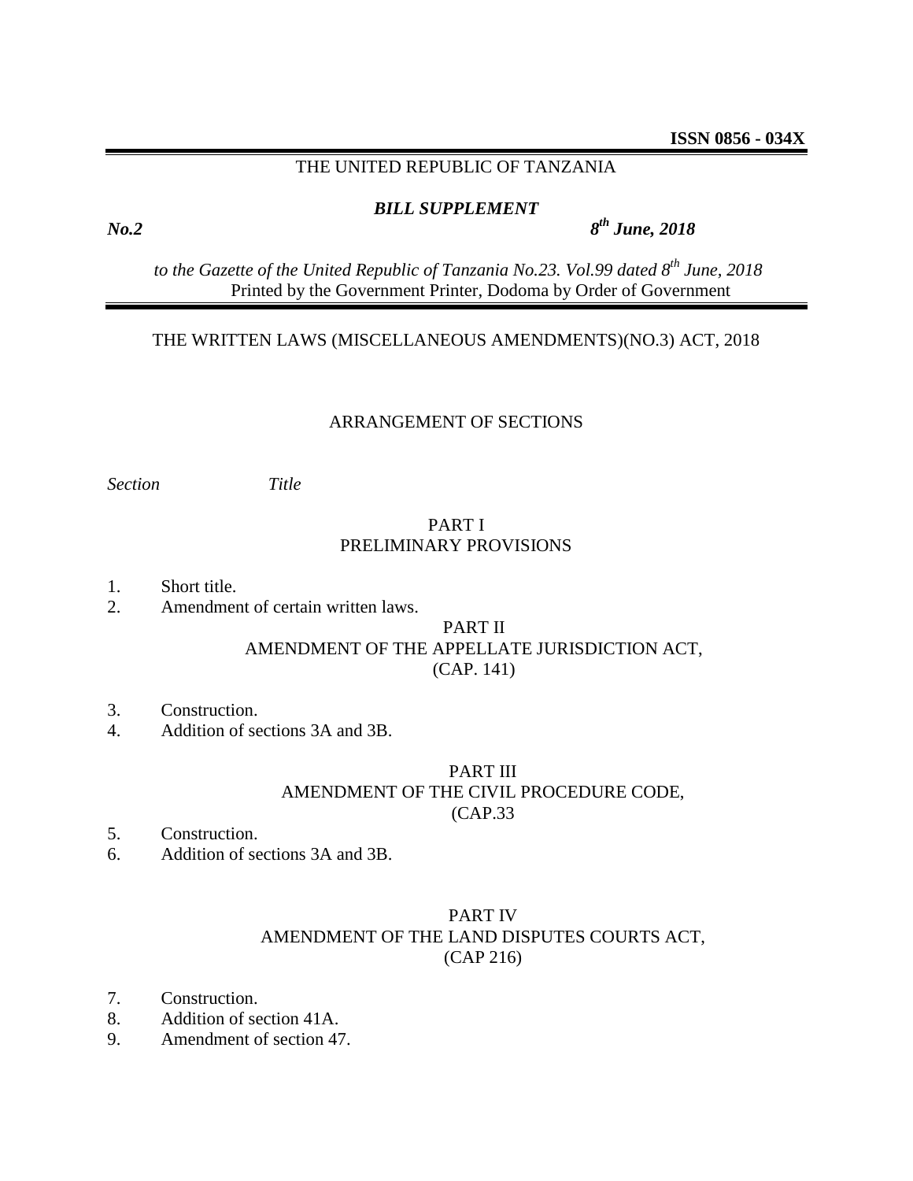**ISSN 0856 - 034X**

THE UNITED REPUBLIC OF TANZANIA

***BILL SUPPLEMENT***

***No.2*** ***8th June, 2018***

*to the Gazette of the United Republic of Tanzania No.23. Vol.99 dated 8th June, 2018*
Printed by the Government Printer, Dodoma by Order of Government

THE WRITTEN LAWS (MISCELLANEOUS AMENDMENTS)(NO.3) ACT, 2018

ARRANGEMENT OF SECTIONS

*Section* *Title*

PART I
PRELIMINARY PROVISIONS

1. Short title.
2. Amendment of certain written laws.

PART II
AMENDMENT OF THE APPELLATE JURISDICTION ACT,
(CAP. 141)

3. Construction.
4. Addition of sections 3A and 3B.

PART III
AMENDMENT OF THE CIVIL PROCEDURE CODE,
(CAP.33

5. Construction.
6. Addition of sections 3A and 3B.

PART IV
AMENDMENT OF THE LAND DISPUTES COURTS ACT,
(CAP 216)

7. Construction.
8. Addition of section 41A.
9. Amendment of section 47.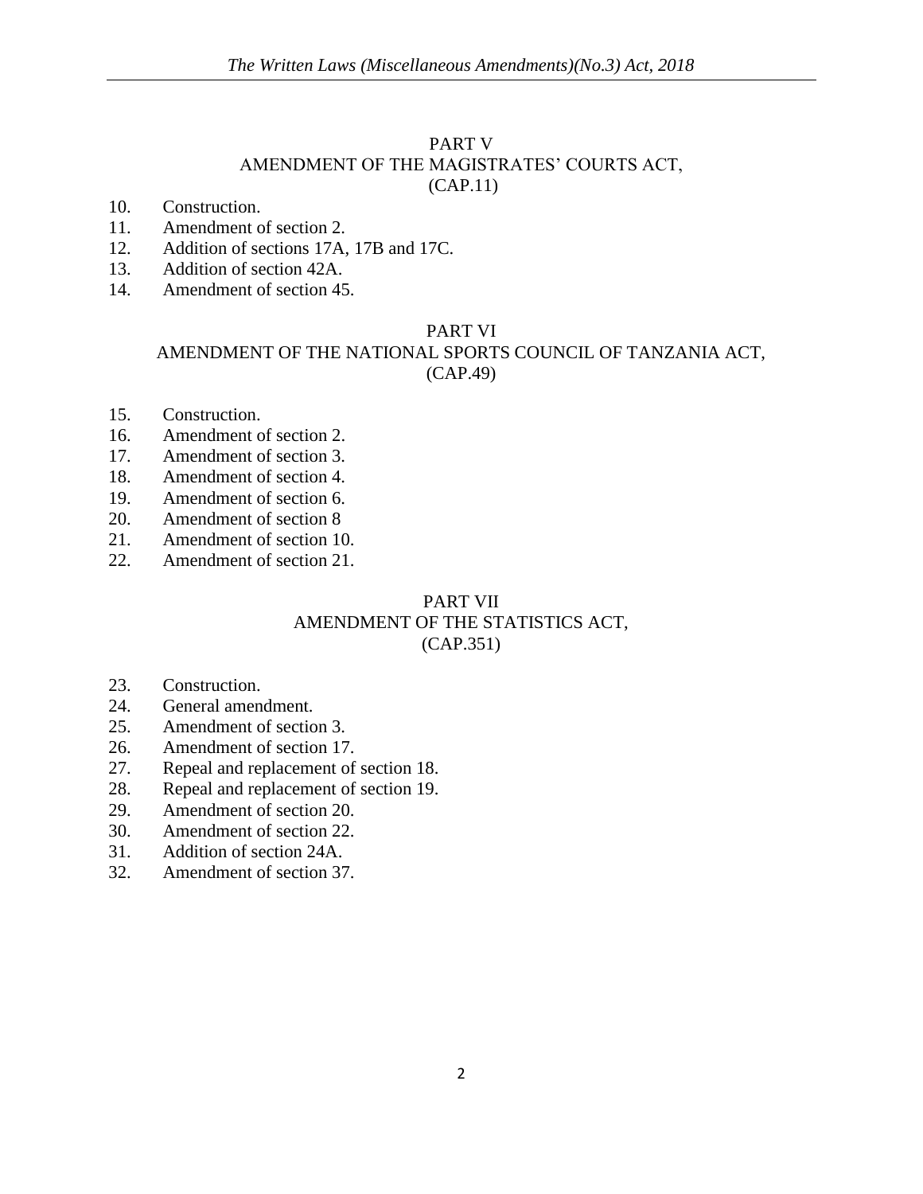## PART V
## AMENDMENT OF THE MAGISTRATES' COURTS ACT,
## (CAP.11)

10. Construction.
11. Amendment of section 2.
12. Addition of sections 17A, 17B and 17C.
13. Addition of section 42A.
14. Amendment of section 45.

## PART VI
## AMENDMENT OF THE NATIONAL SPORTS COUNCIL OF TANZANIA ACT,
## (CAP.49)

15. Construction.
16. Amendment of section 2.
17. Amendment of section 3.
18. Amendment of section 4.
19. Amendment of section 6.
20. Amendment of section 8
21. Amendment of section 10.
22. Amendment of section 21.

## PART VII
## AMENDMENT OF THE STATISTICS ACT,
## (CAP.351)

23. Construction.
24. General amendment.
25. Amendment of section 3.
26. Amendment of section 17.
27. Repeal and replacement of section 18.
28. Repeal and replacement of section 19.
29. Amendment of section 20.
30. Amendment of section 22.
31. Addition of section 24A.
32. Amendment of section 37.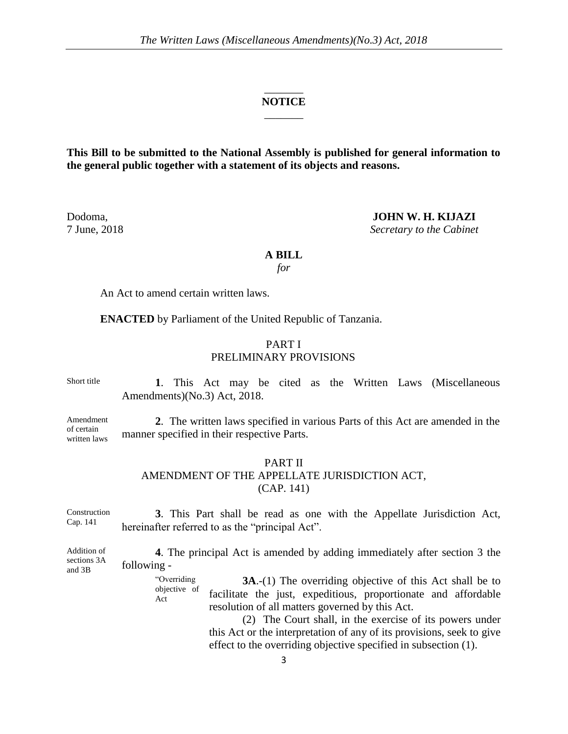## NOTICE

**This Bill to be submitted to the National Assembly is published for general information to the general public together with a statement of its objects and reasons.**

Dodoma,
7 June, 2018

**JOHN W. H. KIJAZI**
*Secretary to the Cabinet*

## A BILL
*for*

An Act to amend certain written laws.

**ENACTED** by Parliament of the United Republic of Tanzania.

### PART I
### PRELIMINARY PROVISIONS

Short title

**1**. This Act may be cited as the Written Laws (Miscellaneous Amendments)(No.3) Act, 2018.

Amendment of certain written laws

**2**. The written laws specified in various Parts of this Act are amended in the manner specified in their respective Parts.

### PART II
### AMENDMENT OF THE APPELLATE JURISDICTION ACT, (CAP. 141)

Construction Cap. 141

**3**. This Part shall be read as one with the Appellate Jurisdiction Act, hereinafter referred to as the "principal Act".

Addition of sections 3A and 3B

**4**. The principal Act is amended by adding immediately after section 3 the following -

"Overriding objective of Act

**3A**.-(1) The overriding objective of this Act shall be to facilitate the just, expeditious, proportionate and affordable resolution of all matters governed by this Act.

(2) The Court shall, in the exercise of its powers under this Act or the interpretation of any of its provisions, seek to give effect to the overriding objective specified in subsection (1).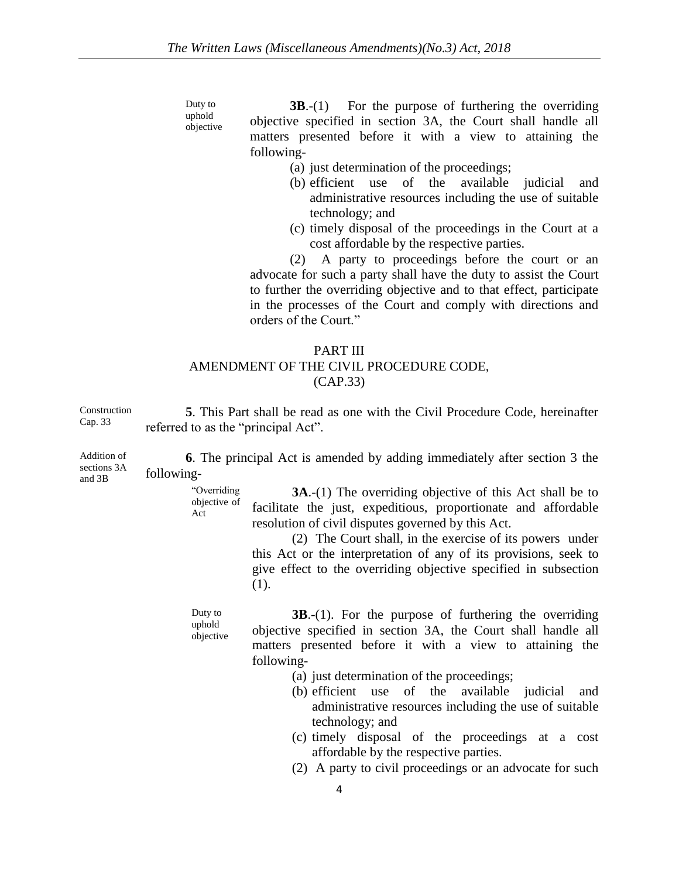Duty to uphold objective

**3B**.-(1) For the purpose of furthering the overriding objective specified in section 3A, the Court shall handle all matters presented before it with a view to attaining the following-

(a) just determination of the proceedings;

(b) efficient use of the available judicial and administrative resources including the use of suitable technology; and

(c) timely disposal of the proceedings in the Court at a cost affordable by the respective parties.

(2) A party to proceedings before the court or an advocate for such a party shall have the duty to assist the Court to further the overriding objective and to that effect, participate in the processes of the Court and comply with directions and orders of the Court."

PART III
AMENDMENT OF THE CIVIL PROCEDURE CODE,
(CAP.33)

Construction Cap. 33

**5**. This Part shall be read as one with the Civil Procedure Code, hereinafter referred to as the "principal Act".

Addition of sections 3A and 3B

**6**. The principal Act is amended by adding immediately after section 3 the following-

"Overriding objective of Act

**3A**.-(1) The overriding objective of this Act shall be to facilitate the just, expeditious, proportionate and affordable resolution of civil disputes governed by this Act.

(2) The Court shall, in the exercise of its powers under this Act or the interpretation of any of its provisions, seek to give effect to the overriding objective specified in subsection (1).

Duty to uphold objective

**3B**.-(1). For the purpose of furthering the overriding objective specified in section 3A, the Court shall handle all matters presented before it with a view to attaining the following-

(a) just determination of the proceedings;

(b) efficient use of the available judicial and administrative resources including the use of suitable technology; and

(c) timely disposal of the proceedings at a cost affordable by the respective parties.

(2) A party to civil proceedings or an advocate for such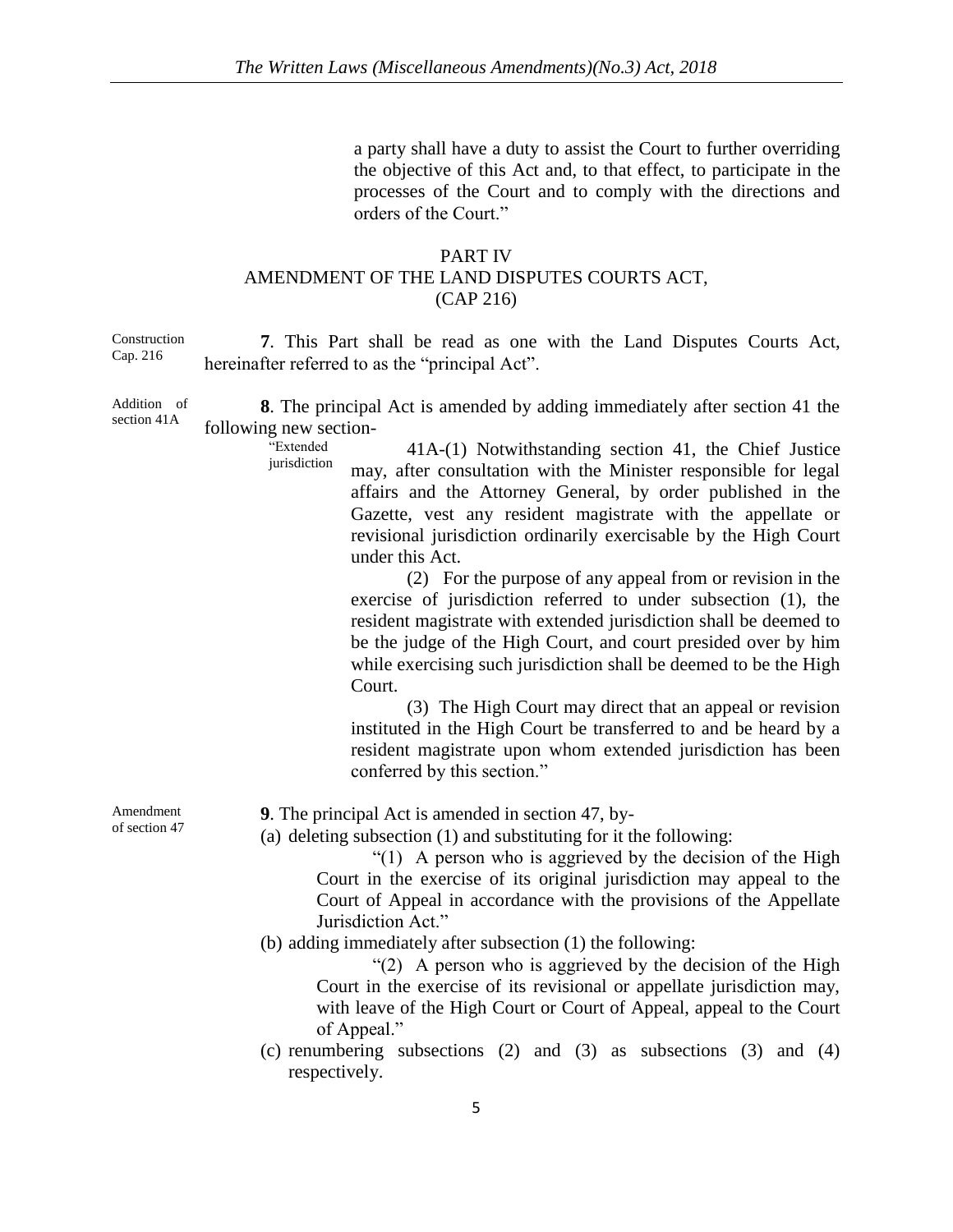a party shall have a duty to assist the Court to further overriding the objective of this Act and, to that effect, to participate in the processes of the Court and to comply with the directions and orders of the Court."

## PART IV
## AMENDMENT OF THE LAND DISPUTES COURTS ACT, (CAP 216)

Construction Cap. 216

**7**. This Part shall be read as one with the Land Disputes Courts Act, hereinafter referred to as the "principal Act".

Addition of section 41A

**8**. The principal Act is amended by adding immediately after section 41 the following new section-

"Extended jurisdiction

41A-(1) Notwithstanding section 41, the Chief Justice may, after consultation with the Minister responsible for legal affairs and the Attorney General, by order published in the Gazette, vest any resident magistrate with the appellate or revisional jurisdiction ordinarily exercisable by the High Court under this Act.

(2) For the purpose of any appeal from or revision in the exercise of jurisdiction referred to under subsection (1), the resident magistrate with extended jurisdiction shall be deemed to be the judge of the High Court, and court presided over by him while exercising such jurisdiction shall be deemed to be the High Court.

(3) The High Court may direct that an appeal or revision instituted in the High Court be transferred to and be heard by a resident magistrate upon whom extended jurisdiction has been conferred by this section."

Amendment of section 47

**9**. The principal Act is amended in section 47, by-

(a) deleting subsection (1) and substituting for it the following:

"(1) A person who is aggrieved by the decision of the High Court in the exercise of its original jurisdiction may appeal to the Court of Appeal in accordance with the provisions of the Appellate Jurisdiction Act."

(b) adding immediately after subsection (1) the following:

"(2) A person who is aggrieved by the decision of the High Court in the exercise of its revisional or appellate jurisdiction may, with leave of the High Court or Court of Appeal, appeal to the Court of Appeal."

(c) renumbering subsections (2) and (3) as subsections (3) and (4) respectively.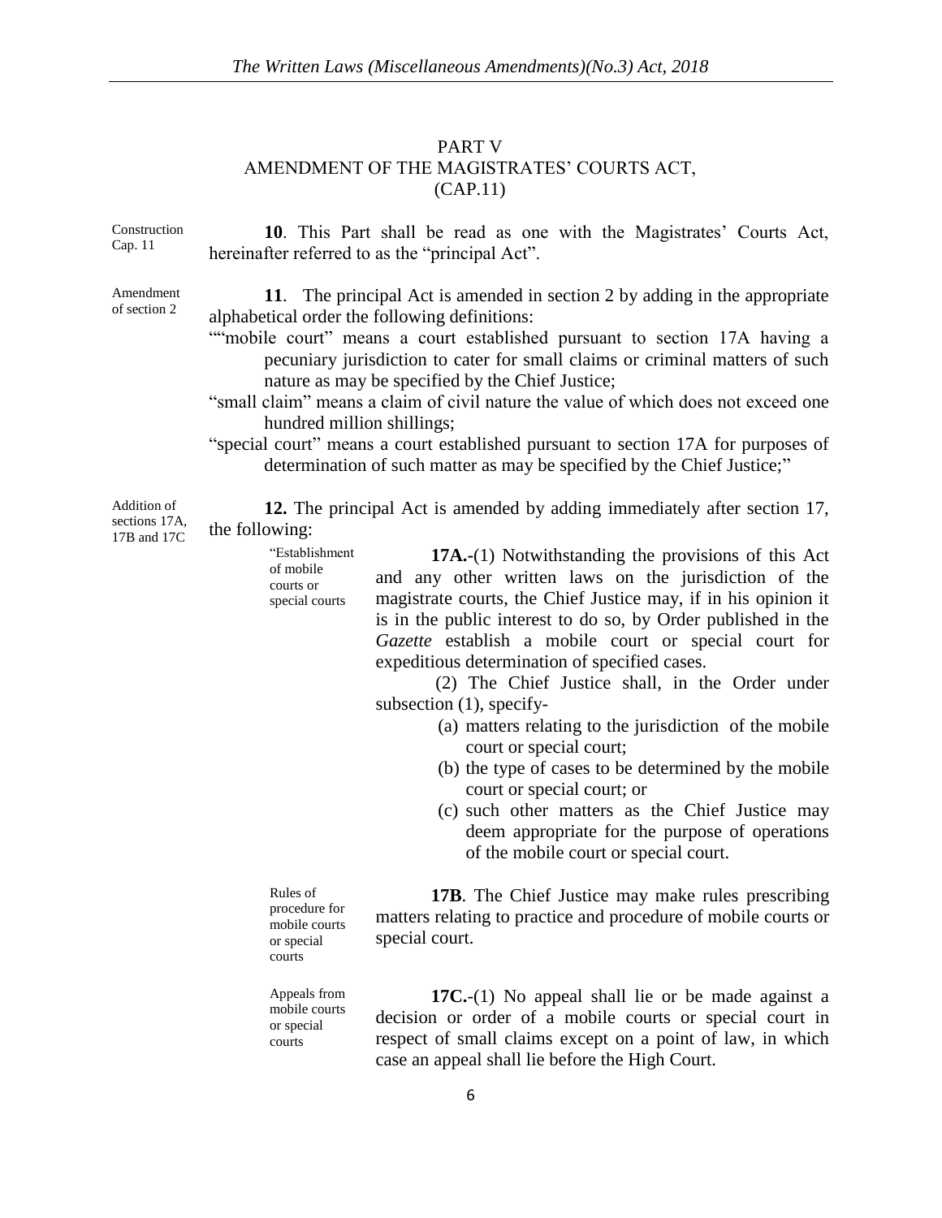## PART V
## AMENDMENT OF THE MAGISTRATES' COURTS ACT, (CAP.11)

Construction Cap. 11

**10**. This Part shall be read as one with the Magistrates' Courts Act, hereinafter referred to as the "principal Act".

Amendment of section 2

**11**. The principal Act is amended in section 2 by adding in the appropriate alphabetical order the following definitions:

""mobile court" means a court established pursuant to section 17A having a pecuniary jurisdiction to cater for small claims or criminal matters of such nature as may be specified by the Chief Justice;

"small claim" means a claim of civil nature the value of which does not exceed one hundred million shillings;

"special court" means a court established pursuant to section 17A for purposes of determination of such matter as may be specified by the Chief Justice;"

Addition of sections 17A, 17B and 17C

**12.** The principal Act is amended by adding immediately after section 17, the following:

"Establishment of mobile courts or special courts

**17A.**-(1) Notwithstanding the provisions of this Act and any other written laws on the jurisdiction of the magistrate courts, the Chief Justice may, if in his opinion it is in the public interest to do so, by Order published in the *Gazette* establish a mobile court or special court for expeditious determination of specified cases.

(2) The Chief Justice shall, in the Order under subsection (1), specify-

(a) matters relating to the jurisdiction of the mobile court or special court;

(b) the type of cases to be determined by the mobile court or special court; or

(c) such other matters as the Chief Justice may deem appropriate for the purpose of operations of the mobile court or special court.

Rules of procedure for mobile courts or special courts

**17B**. The Chief Justice may make rules prescribing matters relating to practice and procedure of mobile courts or special court.

Appeals from mobile courts or special courts

**17C.**-(1) No appeal shall lie or be made against a decision or order of a mobile courts or special court in respect of small claims except on a point of law, in which case an appeal shall lie before the High Court.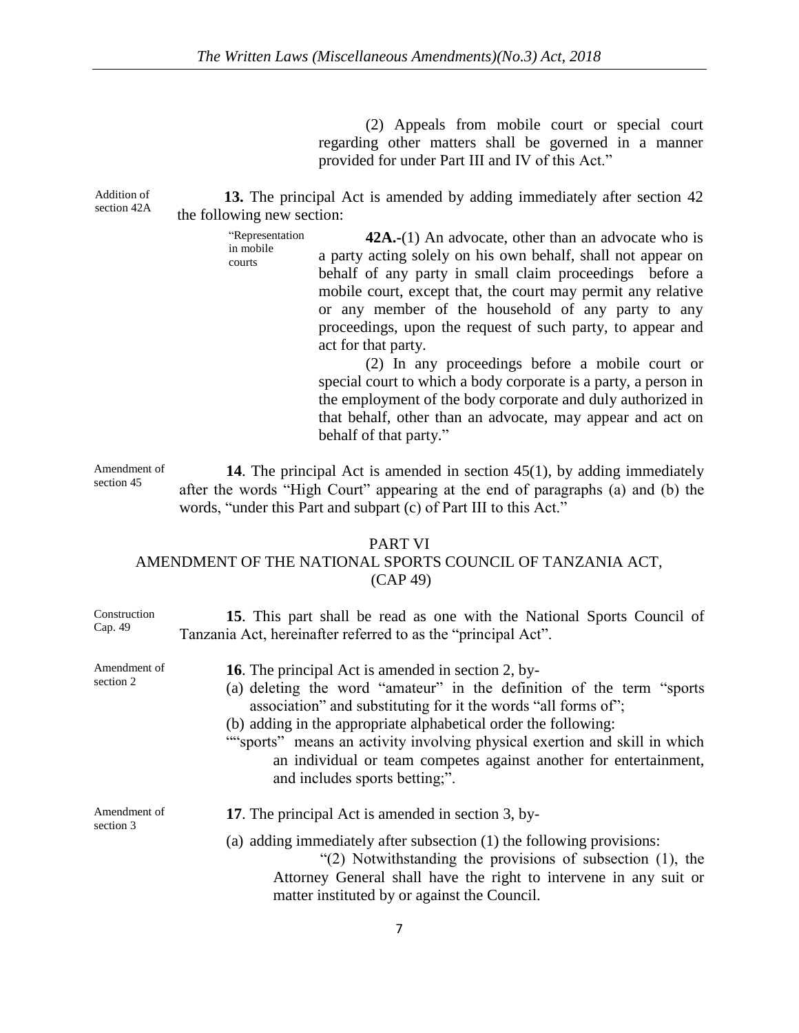(2) Appeals from mobile court or special court regarding other matters shall be governed in a manner provided for under Part III and IV of this Act."

Addition of section 42A

**13.** The principal Act is amended by adding immediately after section 42 the following new section:

"Representation in mobile courts

**42A.-**(1) An advocate, other than an advocate who is a party acting solely on his own behalf, shall not appear on behalf of any party in small claim proceedings before a mobile court, except that, the court may permit any relative or any member of the household of any party to any proceedings, upon the request of such party, to appear and act for that party.

(2) In any proceedings before a mobile court or special court to which a body corporate is a party, a person in the employment of the body corporate and duly authorized in that behalf, other than an advocate, may appear and act on behalf of that party."

Amendment of section 45

**14**. The principal Act is amended in section 45(1), by adding immediately after the words "High Court" appearing at the end of paragraphs (a) and (b) the words, "under this Part and subpart (c) of Part III to this Act."

## PART VI
## AMENDMENT OF THE NATIONAL SPORTS COUNCIL OF TANZANIA ACT, (CAP 49)

Construction Cap. 49

**15**. This part shall be read as one with the National Sports Council of Tanzania Act, hereinafter referred to as the "principal Act".

Amendment of section 2

**16**. The principal Act is amended in section 2, by-

(a) deleting the word "amateur" in the definition of the term "sports association" and substituting for it the words "all forms of";
(b) adding in the appropriate alphabetical order the following:
""sports" means an activity involving physical exertion and skill in which an individual or team competes against another for entertainment, and includes sports betting;".

Amendment of section 3

**17**. The principal Act is amended in section 3, by-

(a) adding immediately after subsection (1) the following provisions:
"(2) Notwithstanding the provisions of subsection (1), the Attorney General shall have the right to intervene in any suit or matter instituted by or against the Council.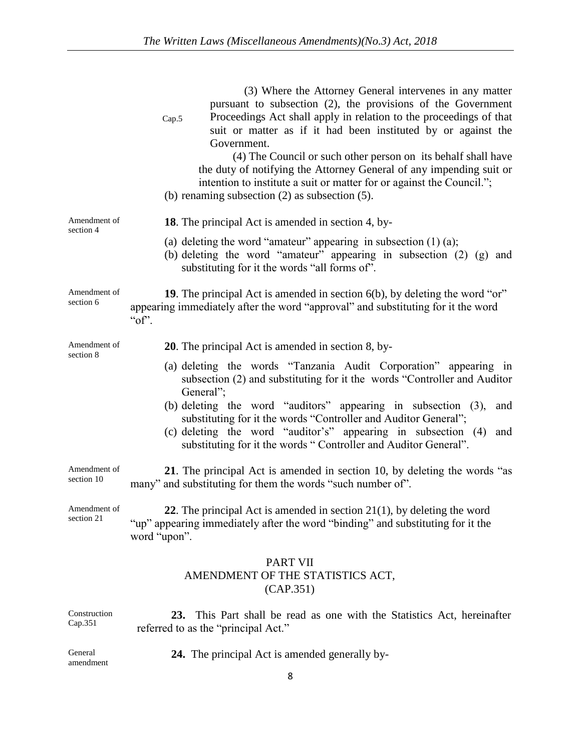(3) Where the Attorney General intervenes in any matter pursuant to subsection (2), the provisions of the Government Proceedings Act shall apply in relation to the proceedings of that suit or matter as if it had been instituted by or against the Government.

Cap.5

(4) The Council or such other person on its behalf shall have the duty of notifying the Attorney General of any impending suit or intention to institute a suit or matter for or against the Council.";

(b) renaming subsection (2) as subsection (5).

Amendment of section 4

**18**. The principal Act is amended in section 4, by-

(a) deleting the word "amateur" appearing in subsection (1) (a);
(b) deleting the word "amateur" appearing in subsection (2) (g) and substituting for it the words "all forms of".

Amendment of section 6

**19**. The principal Act is amended in section 6(b), by deleting the word "or" appearing immediately after the word "approval" and substituting for it the word "of".

Amendment of section 8

**20**. The principal Act is amended in section 8, by-

(a) deleting the words "Tanzania Audit Corporation" appearing in subsection (2) and substituting for it the words "Controller and Auditor General";
(b) deleting the word "auditors" appearing in subsection (3), and substituting for it the words "Controller and Auditor General";
(c) deleting the word "auditor's" appearing in subsection (4) and substituting for it the words " Controller and Auditor General".

Amendment of section 10

**21**. The principal Act is amended in section 10, by deleting the words "as many" and substituting for them the words "such number of".

Amendment of section 21

**22**. The principal Act is amended in section 21(1), by deleting the word "up" appearing immediately after the word "binding" and substituting for it the word "upon".

## PART VII
## AMENDMENT OF THE STATISTICS ACT, (CAP.351)

Construction Cap.351

**23.** This Part shall be read as one with the Statistics Act, hereinafter referred to as the "principal Act."

General amendment

**24.** The principal Act is amended generally by-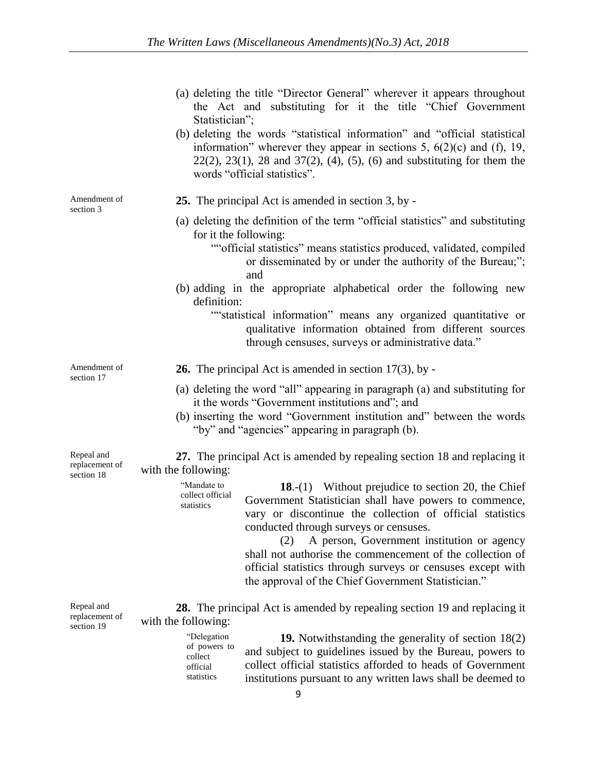(a) deleting the title "Director General" wherever it appears throughout the Act and substituting for it the title "Chief Government Statistician";

(b) deleting the words "statistical information" and "official statistical information" wherever they appear in sections 5, 6(2)(c) and (f), 19, 22(2), 23(1), 28 and 37(2), (4), (5), (6) and substituting for them the words "official statistics".

Amendment of section 3

**25.** The principal Act is amended in section 3, by -

(a) deleting the definition of the term "official statistics" and substituting for it the following:

""official statistics" means statistics produced, validated, compiled or disseminated by or under the authority of the Bureau;"; and

(b) adding in the appropriate alphabetical order the following new definition:

""statistical information" means any organized quantitative or qualitative information obtained from different sources through censuses, surveys or administrative data."

Amendment of section 17

**26.** The principal Act is amended in section 17(3), by -

(a) deleting the word "all" appearing in paragraph (a) and substituting for it the words "Government institutions and"; and

(b) inserting the word "Government institution and" between the words "by" and "agencies" appearing in paragraph (b).

Repeal and replacement of section 18

**27.** The principal Act is amended by repealing section 18 and replacing it with the following:

"Mandate to collect official statistics

**18**.-(1) Without prejudice to section 20, the Chief Government Statistician shall have powers to commence, vary or discontinue the collection of official statistics conducted through surveys or censuses.

(2) A person, Government institution or agency shall not authorise the commencement of the collection of official statistics through surveys or censuses except with the approval of the Chief Government Statistician."

Repeal and replacement of section 19

**28.** The principal Act is amended by repealing section 19 and replacing it with the following:

"Delegation of powers to collect official statistics

**19.** Notwithstanding the generality of section 18(2) and subject to guidelines issued by the Bureau, powers to collect official statistics afforded to heads of Government institutions pursuant to any written laws shall be deemed to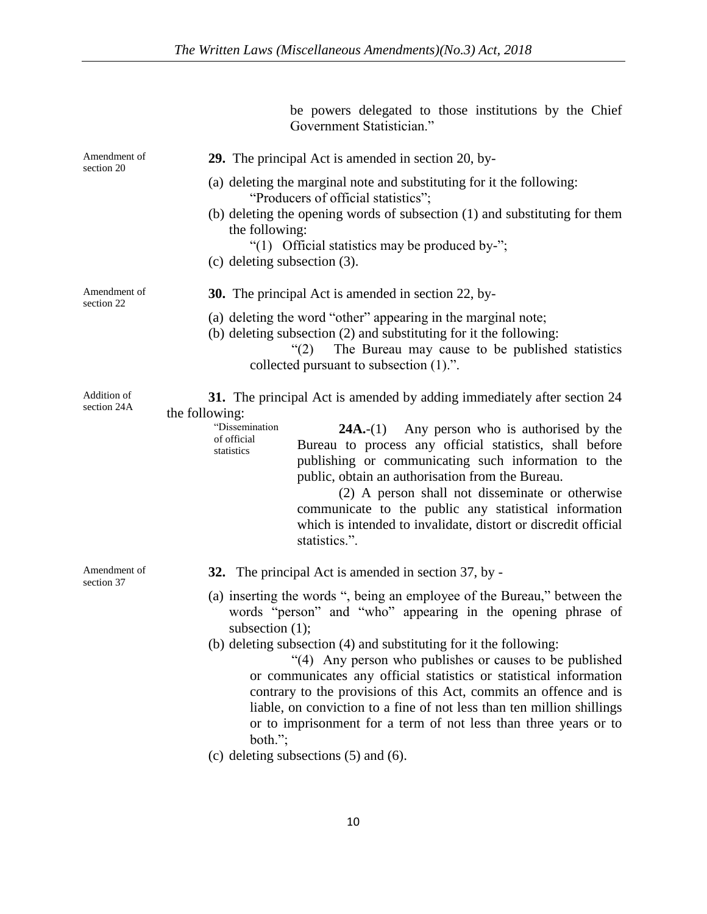be powers delegated to those institutions by the Chief Government Statistician."

Amendment of section 20

**29.** The principal Act is amended in section 20, by-

(a) deleting the marginal note and substituting for it the following:
"Producers of official statistics";

(b) deleting the opening words of subsection (1) and substituting for them the following:
"(1) Official statistics may be produced by-";

(c) deleting subsection (3).

Amendment of section 22

**30.** The principal Act is amended in section 22, by-

(a) deleting the word "other" appearing in the marginal note;

(b) deleting subsection (2) and substituting for it the following:
"(2) The Bureau may cause to be published statistics collected pursuant to subsection (1).".

Addition of section 24A

**31.** The principal Act is amended by adding immediately after section 24 the following:

"Dissemination of official statistics

**24A.**-(1) Any person who is authorised by the Bureau to process any official statistics, shall before publishing or communicating such information to the public, obtain an authorisation from the Bureau.

(2) A person shall not disseminate or otherwise communicate to the public any statistical information which is intended to invalidate, distort or discredit official statistics.".

Amendment of section 37

**32.** The principal Act is amended in section 37, by -

(a) inserting the words ", being an employee of the Bureau," between the words "person" and "who" appearing in the opening phrase of subsection (1);

(b) deleting subsection (4) and substituting for it the following:
"(4) Any person who publishes or causes to be published or communicates any official statistics or statistical information contrary to the provisions of this Act, commits an offence and is liable, on conviction to a fine of not less than ten million shillings or to imprisonment for a term of not less than three years or to both.";

(c) deleting subsections (5) and (6).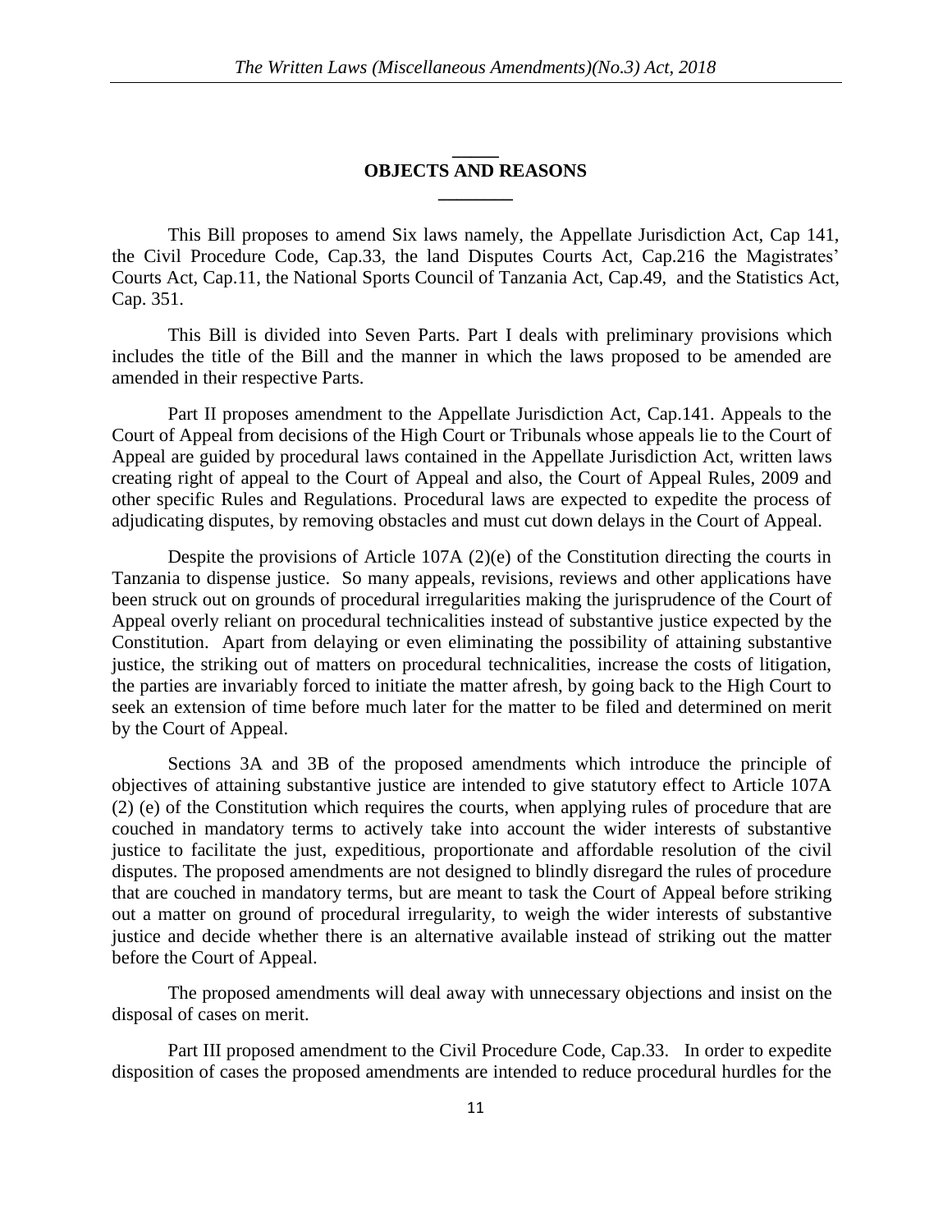## OBJECTS AND REASONS

This Bill proposes to amend Six laws namely, the Appellate Jurisdiction Act, Cap 141, the Civil Procedure Code, Cap.33, the land Disputes Courts Act, Cap.216 the Magistrates' Courts Act, Cap.11, the National Sports Council of Tanzania Act, Cap.49, and the Statistics Act, Cap. 351.

This Bill is divided into Seven Parts. Part I deals with preliminary provisions which includes the title of the Bill and the manner in which the laws proposed to be amended are amended in their respective Parts.

Part II proposes amendment to the Appellate Jurisdiction Act, Cap.141. Appeals to the Court of Appeal from decisions of the High Court or Tribunals whose appeals lie to the Court of Appeal are guided by procedural laws contained in the Appellate Jurisdiction Act, written laws creating right of appeal to the Court of Appeal and also, the Court of Appeal Rules, 2009 and other specific Rules and Regulations. Procedural laws are expected to expedite the process of adjudicating disputes, by removing obstacles and must cut down delays in the Court of Appeal.

Despite the provisions of Article 107A (2)(e) of the Constitution directing the courts in Tanzania to dispense justice. So many appeals, revisions, reviews and other applications have been struck out on grounds of procedural irregularities making the jurisprudence of the Court of Appeal overly reliant on procedural technicalities instead of substantive justice expected by the Constitution. Apart from delaying or even eliminating the possibility of attaining substantive justice, the striking out of matters on procedural technicalities, increase the costs of litigation, the parties are invariably forced to initiate the matter afresh, by going back to the High Court to seek an extension of time before much later for the matter to be filed and determined on merit by the Court of Appeal.

Sections 3A and 3B of the proposed amendments which introduce the principle of objectives of attaining substantive justice are intended to give statutory effect to Article 107A (2) (e) of the Constitution which requires the courts, when applying rules of procedure that are couched in mandatory terms to actively take into account the wider interests of substantive justice to facilitate the just, expeditious, proportionate and affordable resolution of the civil disputes. The proposed amendments are not designed to blindly disregard the rules of procedure that are couched in mandatory terms, but are meant to task the Court of Appeal before striking out a matter on ground of procedural irregularity, to weigh the wider interests of substantive justice and decide whether there is an alternative available instead of striking out the matter before the Court of Appeal.

The proposed amendments will deal away with unnecessary objections and insist on the disposal of cases on merit.

Part III proposed amendment to the Civil Procedure Code, Cap.33. In order to expedite disposition of cases the proposed amendments are intended to reduce procedural hurdles for the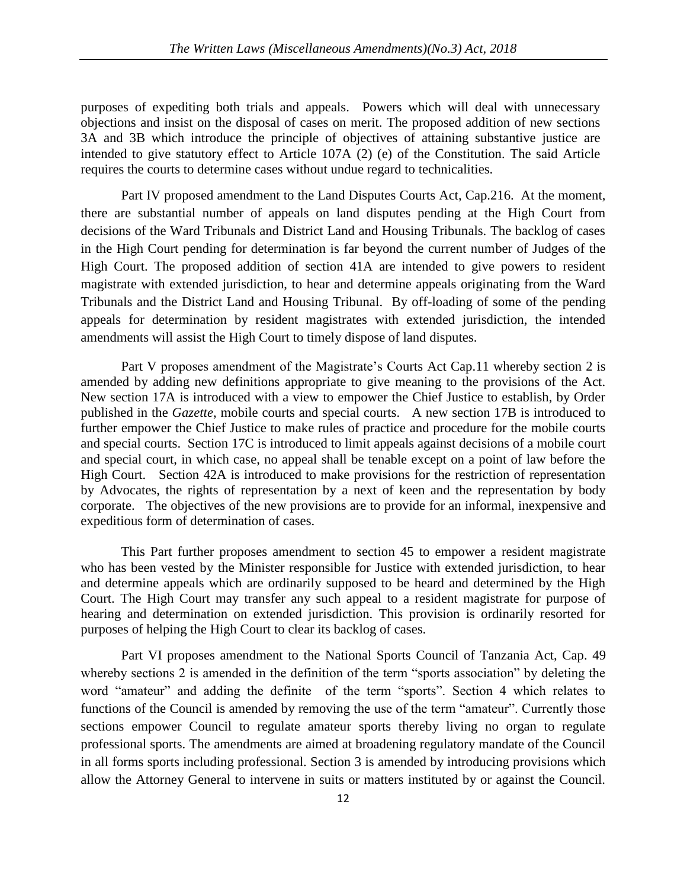purposes of expediting both trials and appeals. Powers which will deal with unnecessary objections and insist on the disposal of cases on merit. The proposed addition of new sections 3A and 3B which introduce the principle of objectives of attaining substantive justice are intended to give statutory effect to Article 107A (2) (e) of the Constitution. The said Article requires the courts to determine cases without undue regard to technicalities.

Part IV proposed amendment to the Land Disputes Courts Act, Cap.216. At the moment, there are substantial number of appeals on land disputes pending at the High Court from decisions of the Ward Tribunals and District Land and Housing Tribunals. The backlog of cases in the High Court pending for determination is far beyond the current number of Judges of the High Court. The proposed addition of section 41A are intended to give powers to resident magistrate with extended jurisdiction, to hear and determine appeals originating from the Ward Tribunals and the District Land and Housing Tribunal. By off-loading of some of the pending appeals for determination by resident magistrates with extended jurisdiction, the intended amendments will assist the High Court to timely dispose of land disputes.

Part V proposes amendment of the Magistrate's Courts Act Cap.11 whereby section 2 is amended by adding new definitions appropriate to give meaning to the provisions of the Act. New section 17A is introduced with a view to empower the Chief Justice to establish, by Order published in the *Gazette*, mobile courts and special courts. A new section 17B is introduced to further empower the Chief Justice to make rules of practice and procedure for the mobile courts and special courts. Section 17C is introduced to limit appeals against decisions of a mobile court and special court, in which case, no appeal shall be tenable except on a point of law before the High Court. Section 42A is introduced to make provisions for the restriction of representation by Advocates, the rights of representation by a next of keen and the representation by body corporate. The objectives of the new provisions are to provide for an informal, inexpensive and expeditious form of determination of cases.

This Part further proposes amendment to section 45 to empower a resident magistrate who has been vested by the Minister responsible for Justice with extended jurisdiction, to hear and determine appeals which are ordinarily supposed to be heard and determined by the High Court. The High Court may transfer any such appeal to a resident magistrate for purpose of hearing and determination on extended jurisdiction. This provision is ordinarily resorted for purposes of helping the High Court to clear its backlog of cases.

Part VI proposes amendment to the National Sports Council of Tanzania Act, Cap. 49 whereby sections 2 is amended in the definition of the term "sports association" by deleting the word "amateur" and adding the definite of the term "sports". Section 4 which relates to functions of the Council is amended by removing the use of the term "amateur". Currently those sections empower Council to regulate amateur sports thereby living no organ to regulate professional sports. The amendments are aimed at broadening regulatory mandate of the Council in all forms sports including professional. Section 3 is amended by introducing provisions which allow the Attorney General to intervene in suits or matters instituted by or against the Council.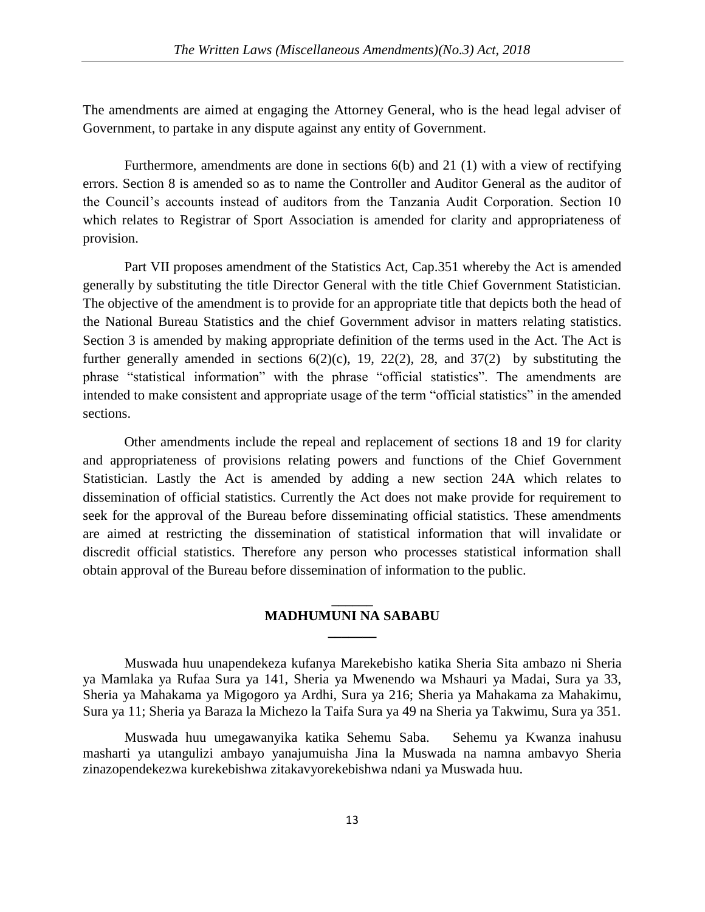The amendments are aimed at engaging the Attorney General, who is the head legal adviser of Government, to partake in any dispute against any entity of Government.

Furthermore, amendments are done in sections 6(b) and 21 (1) with a view of rectifying errors. Section 8 is amended so as to name the Controller and Auditor General as the auditor of the Council's accounts instead of auditors from the Tanzania Audit Corporation. Section 10 which relates to Registrar of Sport Association is amended for clarity and appropriateness of provision.

Part VII proposes amendment of the Statistics Act, Cap.351 whereby the Act is amended generally by substituting the title Director General with the title Chief Government Statistician. The objective of the amendment is to provide for an appropriate title that depicts both the head of the National Bureau Statistics and the chief Government advisor in matters relating statistics. Section 3 is amended by making appropriate definition of the terms used in the Act. The Act is further generally amended in sections 6(2)(c), 19, 22(2), 28, and 37(2) by substituting the phrase "statistical information" with the phrase "official statistics". The amendments are intended to make consistent and appropriate usage of the term "official statistics" in the amended sections.

Other amendments include the repeal and replacement of sections 18 and 19 for clarity and appropriateness of provisions relating powers and functions of the Chief Government Statistician. Lastly the Act is amended by adding a new section 24A which relates to dissemination of official statistics. Currently the Act does not make provide for requirement to seek for the approval of the Bureau before disseminating official statistics. These amendments are aimed at restricting the dissemination of statistical information that will invalidate or discredit official statistics. Therefore any person who processes statistical information shall obtain approval of the Bureau before dissemination of information to the public.

______

## MADHUMUNI NA SABABU

_______

Muswada huu unapendekeza kufanya Marekebisho katika Sheria Sita ambazo ni Sheria ya Mamlaka ya Rufaa Sura ya 141, Sheria ya Mwenendo wa Mshauri ya Madai, Sura ya 33, Sheria ya Mahakama ya Migogoro ya Ardhi, Sura ya 216; Sheria ya Mahakama za Mahakimu, Sura ya 11; Sheria ya Baraza la Michezo la Taifa Sura ya 49 na Sheria ya Takwimu, Sura ya 351.

Muswada huu umegawanyika katika Sehemu Saba. Sehemu ya Kwanza inahusu masharti ya utangulizi ambayo yanajumuisha Jina la Muswada na namna ambavyo Sheria zinazopendekezwa kurekebishwa zitakavyorekebishwa ndani ya Muswada huu.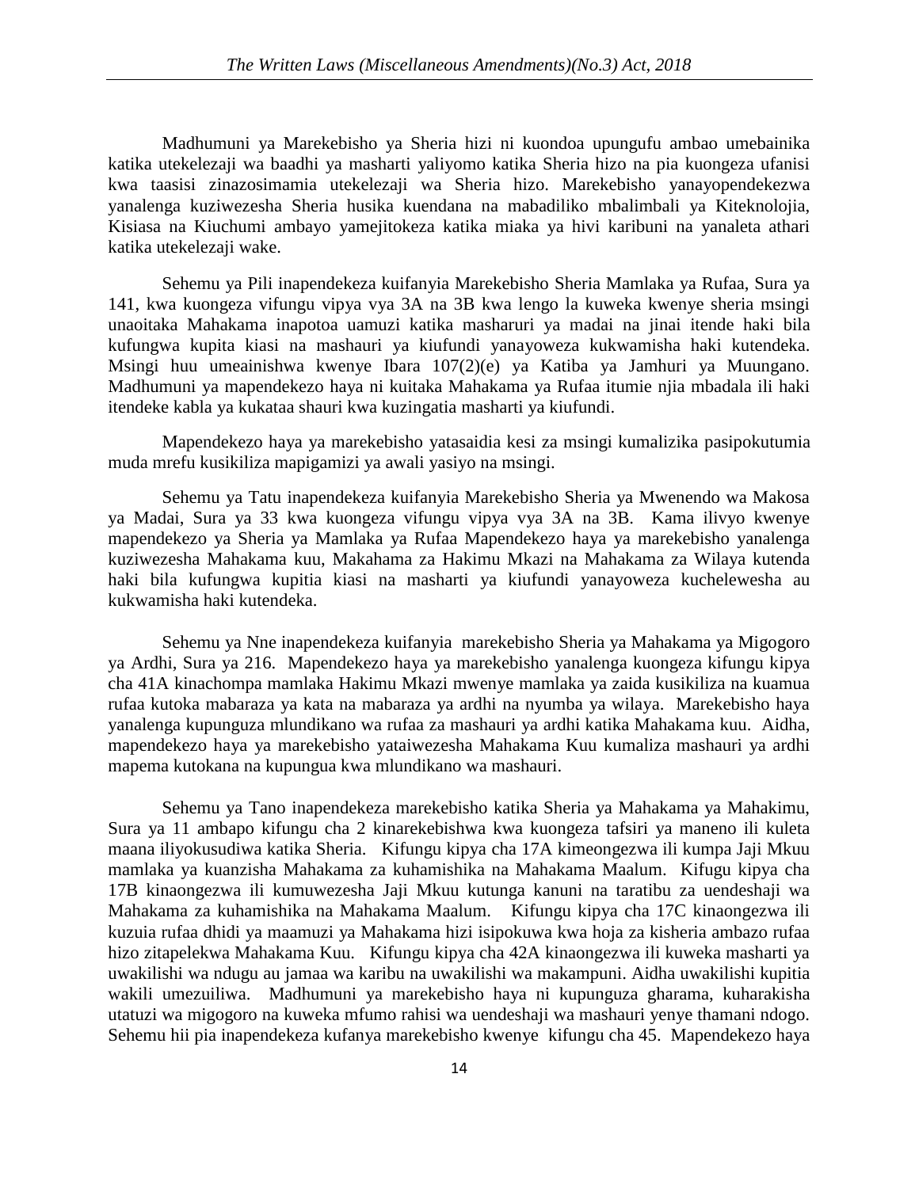Madhumuni ya Marekebisho ya Sheria hizi ni kuondoa upungufu ambao umebainika katika utekelezaji wa baadhi ya masharti yaliyomo katika Sheria hizo na pia kuongeza ufanisi kwa taasisi zinazosimamia utekelezaji wa Sheria hizo. Marekebisho yanayopendekezwa yanalenga kuziwezesha Sheria husika kuendana na mabadiliko mbalimbali ya Kiteknolojia, Kisiasa na Kiuchumi ambayo yamejitokeza katika miaka ya hivi karibuni na yanaleta athari katika utekelezaji wake.

Sehemu ya Pili inapendekeza kuifanyia Marekebisho Sheria Mamlaka ya Rufaa, Sura ya 141, kwa kuongeza vifungu vipya vya 3A na 3B kwa lengo la kuweka kwenye sheria msingi unaoitaka Mahakama inapotoa uamuzi katika masharuri ya madai na jinai itende haki bila kufungwa kupita kiasi na mashauri ya kiufundi yanayoweza kukwamisha haki kutendeka. Msingi huu umeainishwa kwenye Ibara 107(2)(e) ya Katiba ya Jamhuri ya Muungano. Madhumuni ya mapendekezo haya ni kuitaka Mahakama ya Rufaa itumie njia mbadala ili haki itendeke kabla ya kukataa shauri kwa kuzingatia masharti ya kiufundi.

Mapendekezo haya ya marekebisho yatasaidia kesi za msingi kumalizika pasipokutumia muda mrefu kusikiliza mapigamizi ya awali yasiyo na msingi.

Sehemu ya Tatu inapendekeza kuifanyia Marekebisho Sheria ya Mwenendo wa Makosa ya Madai, Sura ya 33 kwa kuongeza vifungu vipya vya 3A na 3B. Kama ilivyo kwenye mapendekezo ya Sheria ya Mamlaka ya Rufaa Mapendekezo haya ya marekebisho yanalenga kuziwezesha Mahakama kuu, Makahama za Hakimu Mkazi na Mahakama za Wilaya kutenda haki bila kufungwa kupitia kiasi na masharti ya kiufundi yanayoweza kuchelewesha au kukwamisha haki kutendeka.

Sehemu ya Nne inapendekeza kuifanyia marekebisho Sheria ya Mahakama ya Migogoro ya Ardhi, Sura ya 216. Mapendekezo haya ya marekebisho yanalenga kuongeza kifungu kipya cha 41A kinachompa mamlaka Hakimu Mkazi mwenye mamlaka ya zaida kusikiliza na kuamua rufaa kutoka mabaraza ya kata na mabaraza ya ardhi na nyumba ya wilaya. Marekebisho haya yanalenga kupunguza mlundikano wa rufaa za mashauri ya ardhi katika Mahakama kuu. Aidha, mapendekezo haya ya marekebisho yataiwezesha Mahakama Kuu kumaliza mashauri ya ardhi mapema kutokana na kupungua kwa mlundikano wa mashauri.

Sehemu ya Tano inapendekeza marekebisho katika Sheria ya Mahakama ya Mahakimu, Sura ya 11 ambapo kifungu cha 2 kinarekebishwa kwa kuongeza tafsiri ya maneno ili kuleta maana iliyokusudiwa katika Sheria. Kifungu kipya cha 17A kimeongezwa ili kumpa Jaji Mkuu mamlaka ya kuanzisha Mahakama za kuhamishika na Mahakama Maalum. Kifugu kipya cha 17B kinaongezwa ili kumuwezesha Jaji Mkuu kutunga kanuni na taratibu za uendeshaji wa Mahakama za kuhamishika na Mahakama Maalum. Kifungu kipya cha 17C kinaongezwa ili kuzuia rufaa dhidi ya maamuzi ya Mahakama hizi isipokuwa kwa hoja za kisheria ambazo rufaa hizo zitapelekwa Mahakama Kuu. Kifungu kipya cha 42A kinaongezwa ili kuweka masharti ya uwakilishi wa ndugu au jamaa wa karibu na uwakilishi wa makampuni. Aidha uwakilishi kupitia wakili umezuiliwa. Madhumuni ya marekebisho haya ni kupunguza gharama, kuharakisha utatuzi wa migogoro na kuweka mfumo rahisi wa uendeshaji wa mashauri yenye thamani ndogo. Sehemu hii pia inapendekeza kufanya marekebisho kwenye kifungu cha 45. Mapendekezo haya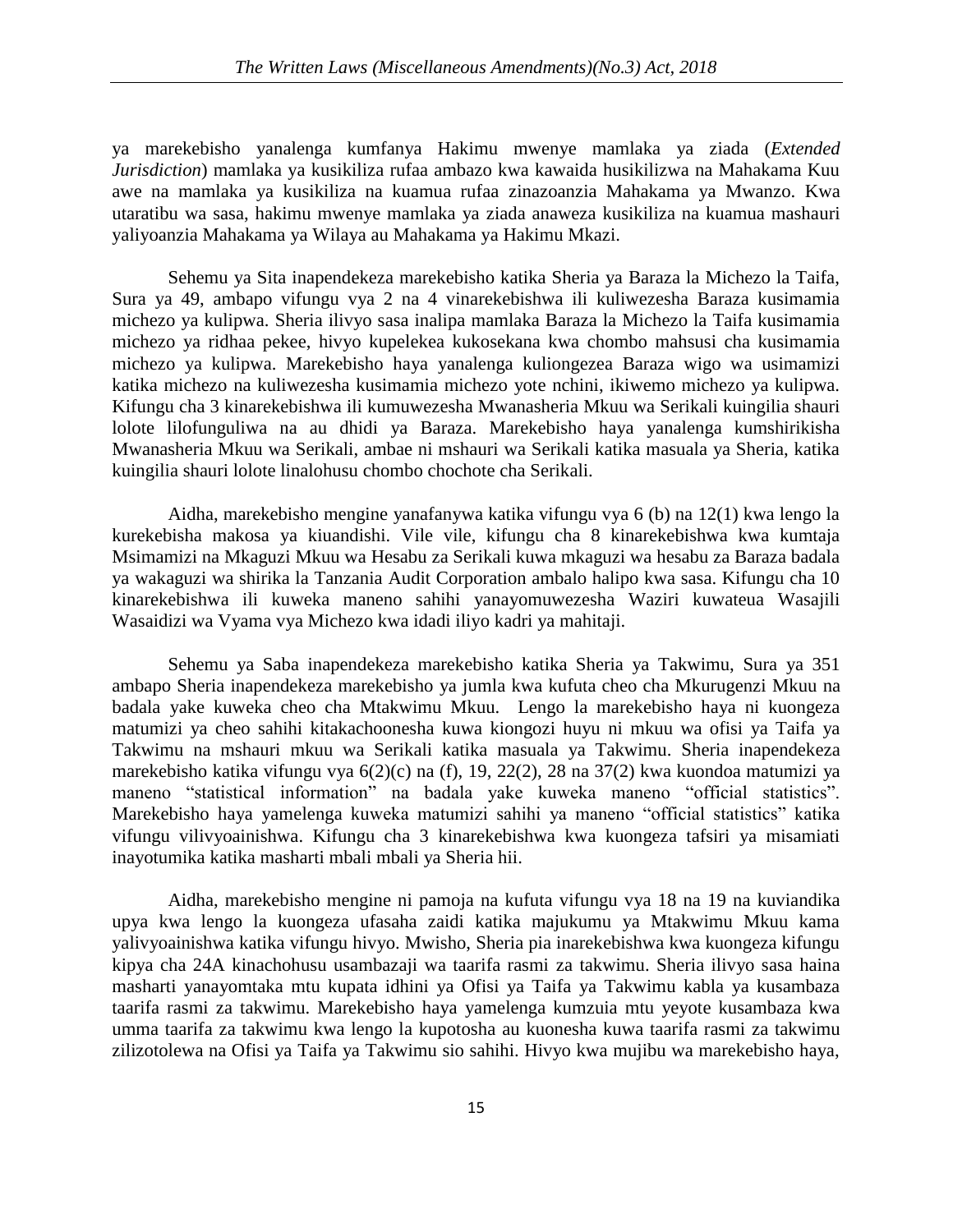ya marekebisho yanalenga kumfanya Hakimu mwenye mamlaka ya ziada (*Extended Jurisdiction*) mamlaka ya kusikiliza rufaa ambazo kwa kawaida husikilizwa na Mahakama Kuu awe na mamlaka ya kusikiliza na kuamua rufaa zinazoanzia Mahakama ya Mwanzo. Kwa utaratibu wa sasa, hakimu mwenye mamlaka ya ziada anaweza kusikiliza na kuamua mashauri yaliyoanzia Mahakama ya Wilaya au Mahakama ya Hakimu Mkazi.

Sehemu ya Sita inapendekeza marekebisho katika Sheria ya Baraza la Michezo la Taifa, Sura ya 49, ambapo vifungu vya 2 na 4 vinarekebishwa ili kuliwezesha Baraza kusimamia michezo ya kulipwa. Sheria ilivyo sasa inalipa mamlaka Baraza la Michezo la Taifa kusimamia michezo ya ridhaa pekee, hivyo kupelekea kukosekana kwa chombo mahsusi cha kusimamia michezo ya kulipwa. Marekebisho haya yanalenga kuliongezea Baraza wigo wa usimamizi katika michezo na kuliwezesha kusimamia michezo yote nchini, ikiwemo michezo ya kulipwa. Kifungu cha 3 kinarekebishwa ili kumuwezesha Mwanasheria Mkuu wa Serikali kuingilia shauri lolote lilofunguliwa na au dhidi ya Baraza. Marekebisho haya yanalenga kumshirikisha Mwanasheria Mkuu wa Serikali, ambae ni mshauri wa Serikali katika masuala ya Sheria, katika kuingilia shauri lolote linalohusu chombo chochote cha Serikali.

Aidha, marekebisho mengine yanafanywa katika vifungu vya 6 (b) na 12(1) kwa lengo la kurekebisha makosa ya kiuandishi. Vile vile, kifungu cha 8 kinarekebishwa kwa kumtaja Msimamizi na Mkaguzi Mkuu wa Hesabu za Serikali kuwa mkaguzi wa hesabu za Baraza badala ya wakaguzi wa shirika la Tanzania Audit Corporation ambalo halipo kwa sasa. Kifungu cha 10 kinarekebishwa ili kuweka maneno sahihi yanayomuwezesha Waziri kuwateua Wasajili Wasaidizi wa Vyama vya Michezo kwa idadi iliyo kadri ya mahitaji.

Sehemu ya Saba inapendekeza marekebisho katika Sheria ya Takwimu, Sura ya 351 ambapo Sheria inapendekeza marekebisho ya jumla kwa kufuta cheo cha Mkurugenzi Mkuu na badala yake kuweka cheo cha Mtakwimu Mkuu. Lengo la marekebisho haya ni kuongeza matumizi ya cheo sahihi kitakachoonesha kuwa kiongozi huyu ni mkuu wa ofisi ya Taifa ya Takwimu na mshauri mkuu wa Serikali katika masuala ya Takwimu. Sheria inapendekeza marekebisho katika vifungu vya 6(2)(c) na (f), 19, 22(2), 28 na 37(2) kwa kuondoa matumizi ya maneno "statistical information" na badala yake kuweka maneno "official statistics". Marekebisho haya yamelenga kuweka matumizi sahihi ya maneno "official statistics" katika vifungu vilivyoainishwa. Kifungu cha 3 kinarekebishwa kwa kuongeza tafsiri ya misamiati inayotumika katika masharti mbali mbali ya Sheria hii.

Aidha, marekebisho mengine ni pamoja na kufuta vifungu vya 18 na 19 na kuviandika upya kwa lengo la kuongeza ufasaha zaidi katika majukumu ya Mtakwimu Mkuu kama yalivyoainishwa katika vifungu hivyo. Mwisho, Sheria pia inarekebishwa kwa kuongeza kifungu kipya cha 24A kinachohusu usambazaji wa taarifa rasmi za takwimu. Sheria ilivyo sasa haina masharti yanayomtaka mtu kupata idhini ya Ofisi ya Taifa ya Takwimu kabla ya kusambaza taarifa rasmi za takwimu. Marekebisho haya yamelenga kumzuia mtu yeyote kusambaza kwa umma taarifa za takwimu kwa lengo la kupotosha au kuonesha kuwa taarifa rasmi za takwimu zilizotolewa na Ofisi ya Taifa ya Takwimu sio sahihi. Hivyo kwa mujibu wa marekebisho haya,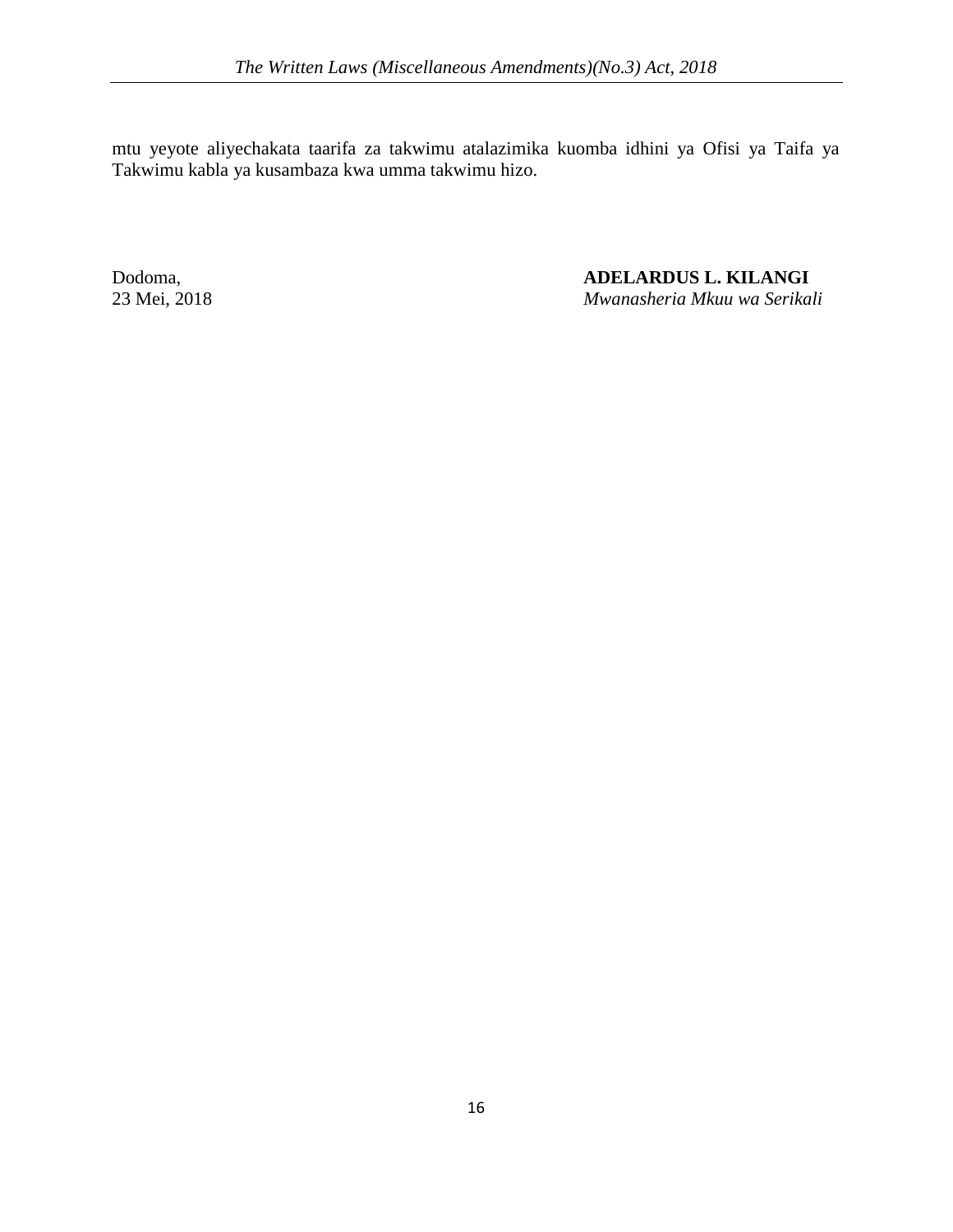mtu yeyote aliyechakata taarifa za takwimu atalazimika kuomba idhini ya Ofisi ya Taifa ya Takwimu kabla ya kusambaza kwa umma takwimu hizo.

Dodoma,
23 Mei, 2018

**ADELARDUS L. KILANGI**
*Mwanasheria Mkuu wa Serikali*